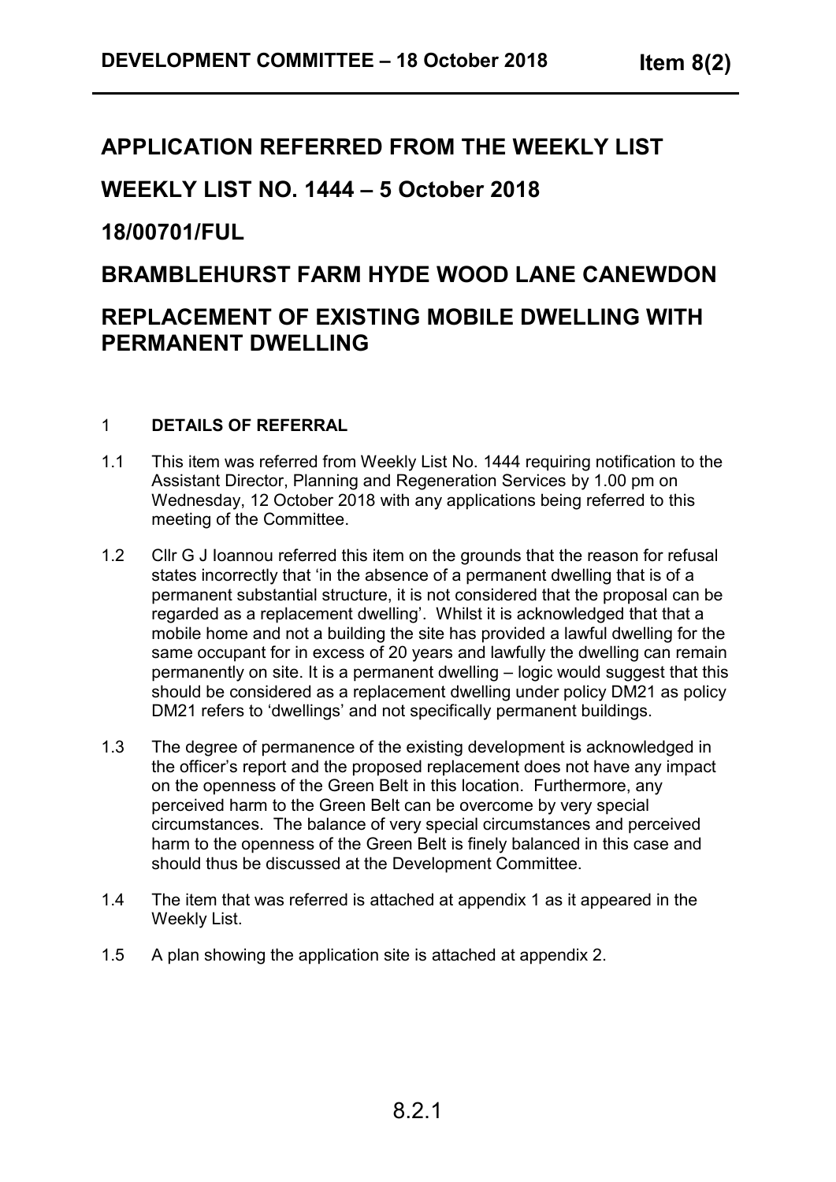# APPLICATION REFERRED FROM THE WEEKLY LIST

# WEEKLY LIST NO. 1444 – 5 October 2018

# 18/00701/FUL

# BRAMBLEHURST FARM HYDE WOOD LANE CANEWDON

# REPLACEMENT OF EXISTING MOBILE DWELLING WITH PERMANENT DWELLING

## 1 DETAILS OF REFERRAL

1.1 This item was referred from Weekly List No. 1444 requiring notification to the Assistant Director, Planning and Regeneration Services by 1.00 pm on Wednesday, 12 October 2018 with any applications being referred to this meeting of the Committee.

1.2 Cllr G J Ioannou referred this item on the grounds that the reason for refusal states incorrectly that 'in the absence of a permanent dwelling that is of a permanent substantial structure, it is not considered that the proposal can be regarded as a replacement dwelling'. Whilst it is acknowledged that that a mobile home and not a building the site has provided a lawful dwelling for the same occupant for in excess of 20 years and lawfully the dwelling can remain permanently on site. It is a permanent dwelling – logic would suggest that this should be considered as a replacement dwelling under policy DM21 as policy DM21 refers to 'dwellings' and not specifically permanent buildings.

1.3 The degree of permanence of the existing development is acknowledged in the officer's report and the proposed replacement does not have any impact on the openness of the Green Belt in this location. Furthermore, any perceived harm to the Green Belt can be overcome by very special circumstances. The balance of very special circumstances and perceived harm to the openness of the Green Belt is finely balanced in this case and should thus be discussed at the Development Committee.

1.4 The item that was referred is attached at appendix 1 as it appeared in the Weekly List.

1.5 A plan showing the application site is attached at appendix 2.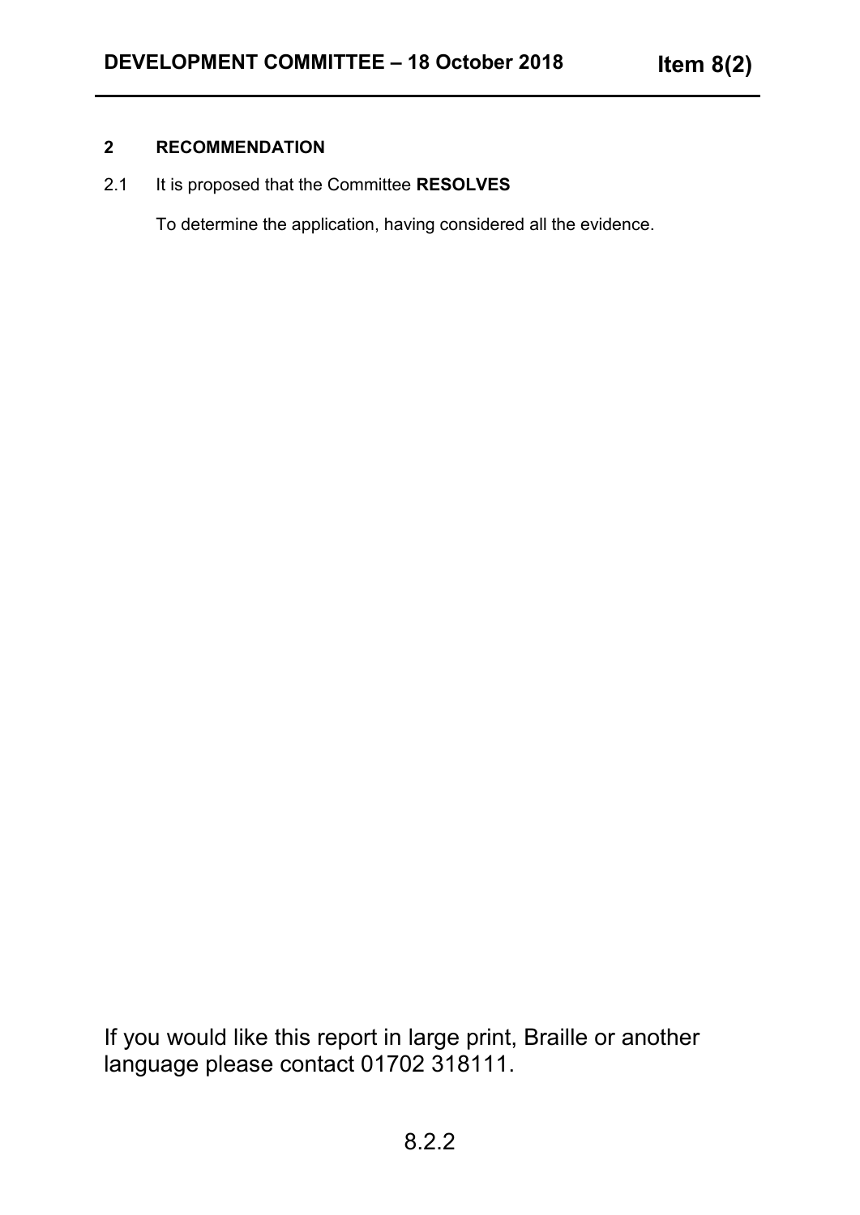## 2 RECOMMENDATION

2.1 It is proposed that the Committee **RESOLVES**

To determine the application, having considered all the evidence.

If you would like this report in large print, Braille or another language please contact 01702 318111.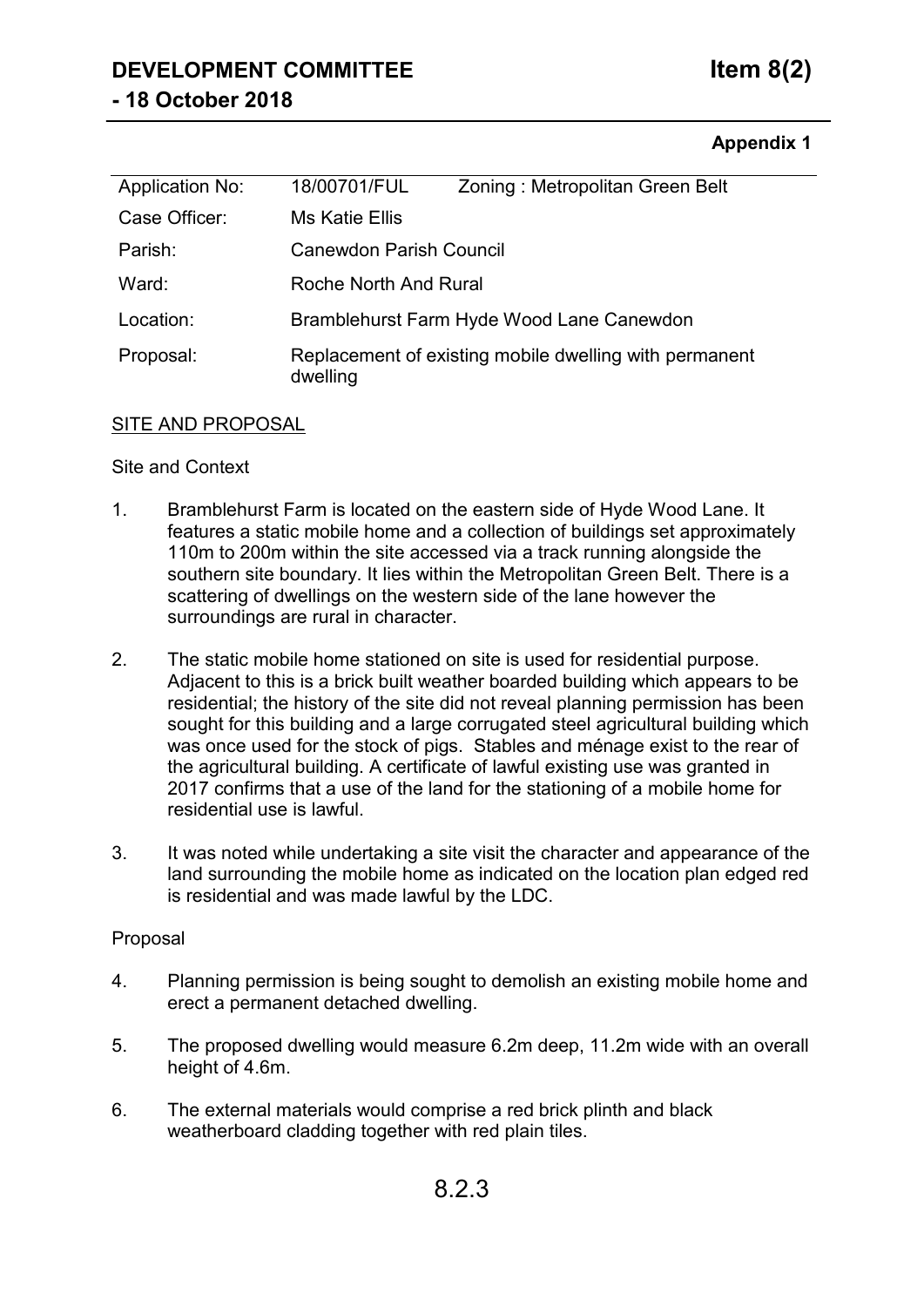**Appendix 1**

| Application No: | 18/00701/FUL | Zoning : Metropolitan Green Belt |
|---|---|---|
| Case Officer: | Ms Katie Ellis | |
| Parish: | Canewdon Parish Council | |
| Ward: | Roche North And Rural | |
| Location: | Bramblehurst Farm Hyde Wood Lane Canewdon | |
| Proposal: | Replacement of existing mobile dwelling with permanent dwelling | |

## SITE AND PROPOSAL

### Site and Context

1. Bramblehurst Farm is located on the eastern side of Hyde Wood Lane. It features a static mobile home and a collection of buildings set approximately 110m to 200m within the site accessed via a track running alongside the southern site boundary. It lies within the Metropolitan Green Belt. There is a scattering of dwellings on the western side of the lane however the surroundings are rural in character.

2. The static mobile home stationed on site is used for residential purpose. Adjacent to this is a brick built weather boarded building which appears to be residential; the history of the site did not reveal planning permission has been sought for this building and a large corrugated steel agricultural building which was once used for the stock of pigs. Stables and ménage exist to the rear of the agricultural building. A certificate of lawful existing use was granted in 2017 confirms that a use of the land for the stationing of a mobile home for residential use is lawful.

3. It was noted while undertaking a site visit the character and appearance of the land surrounding the mobile home as indicated on the location plan edged red is residential and was made lawful by the LDC.

### Proposal

4. Planning permission is being sought to demolish an existing mobile home and erect a permanent detached dwelling.

5. The proposed dwelling would measure 6.2m deep, 11.2m wide with an overall height of 4.6m.

6. The external materials would comprise a red brick plinth and black weatherboard cladding together with red plain tiles.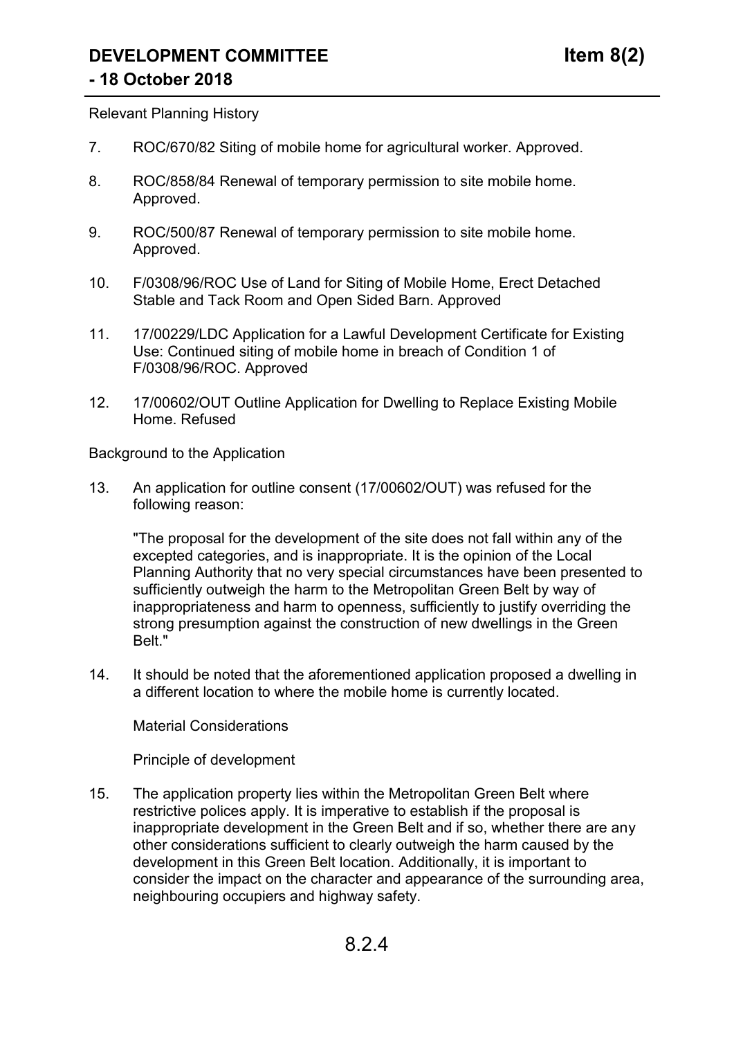Relevant Planning History

7. ROC/670/82 Siting of mobile home for agricultural worker. Approved.

8. ROC/858/84 Renewal of temporary permission to site mobile home. Approved.

9. ROC/500/87 Renewal of temporary permission to site mobile home. Approved.

10. F/0308/96/ROC Use of Land for Siting of Mobile Home, Erect Detached Stable and Tack Room and Open Sided Barn. Approved

11. 17/00229/LDC Application for a Lawful Development Certificate for Existing Use: Continued siting of mobile home in breach of Condition 1 of F/0308/96/ROC. Approved

12. 17/00602/OUT Outline Application for Dwelling to Replace Existing Mobile Home. Refused

Background to the Application

13. An application for outline consent (17/00602/OUT) was refused for the following reason:

    "The proposal for the development of the site does not fall within any of the excepted categories, and is inappropriate. It is the opinion of the Local Planning Authority that no very special circumstances have been presented to sufficiently outweigh the harm to the Metropolitan Green Belt by way of inappropriateness and harm to openness, sufficiently to justify overriding the strong presumption against the construction of new dwellings in the Green Belt."

14. It should be noted that the aforementioned application proposed a dwelling in a different location to where the mobile home is currently located.

Material Considerations

Principle of development

15. The application property lies within the Metropolitan Green Belt where restrictive polices apply. It is imperative to establish if the proposal is inappropriate development in the Green Belt and if so, whether there are any other considerations sufficient to clearly outweigh the harm caused by the development in this Green Belt location. Additionally, it is important to consider the impact on the character and appearance of the surrounding area, neighbouring occupiers and highway safety.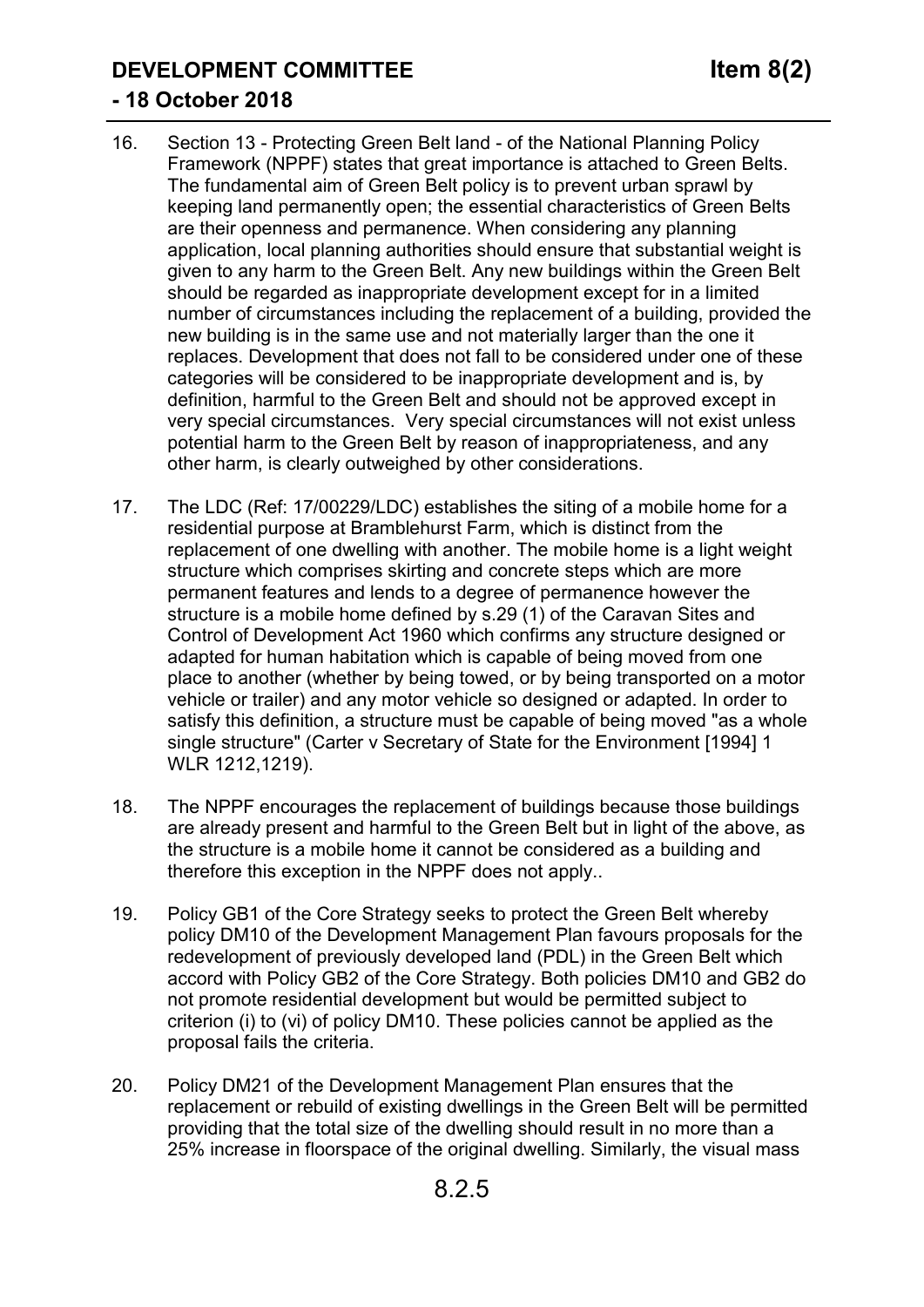16. Section 13 - Protecting Green Belt land - of the National Planning Policy Framework (NPPF) states that great importance is attached to Green Belts. The fundamental aim of Green Belt policy is to prevent urban sprawl by keeping land permanently open; the essential characteristics of Green Belts are their openness and permanence. When considering any planning application, local planning authorities should ensure that substantial weight is given to any harm to the Green Belt. Any new buildings within the Green Belt should be regarded as inappropriate development except for in a limited number of circumstances including the replacement of a building, provided the new building is in the same use and not materially larger than the one it replaces. Development that does not fall to be considered under one of these categories will be considered to be inappropriate development and is, by definition, harmful to the Green Belt and should not be approved except in very special circumstances. Very special circumstances will not exist unless potential harm to the Green Belt by reason of inappropriateness, and any other harm, is clearly outweighed by other considerations.

17. The LDC (Ref: 17/00229/LDC) establishes the siting of a mobile home for a residential purpose at Bramblehurst Farm, which is distinct from the replacement of one dwelling with another. The mobile home is a light weight structure which comprises skirting and concrete steps which are more permanent features and lends to a degree of permanence however the structure is a mobile home defined by s.29 (1) of the Caravan Sites and Control of Development Act 1960 which confirms any structure designed or adapted for human habitation which is capable of being moved from one place to another (whether by being towed, or by being transported on a motor vehicle or trailer) and any motor vehicle so designed or adapted. In order to satisfy this definition, a structure must be capable of being moved "as a whole single structure" (Carter v Secretary of State for the Environment [1994] 1 WLR 1212,1219).

18. The NPPF encourages the replacement of buildings because those buildings are already present and harmful to the Green Belt but in light of the above, as the structure is a mobile home it cannot be considered as a building and therefore this exception in the NPPF does not apply..

19. Policy GB1 of the Core Strategy seeks to protect the Green Belt whereby policy DM10 of the Development Management Plan favours proposals for the redevelopment of previously developed land (PDL) in the Green Belt which accord with Policy GB2 of the Core Strategy. Both policies DM10 and GB2 do not promote residential development but would be permitted subject to criterion (i) to (vi) of policy DM10. These policies cannot be applied as the proposal fails the criteria.

20. Policy DM21 of the Development Management Plan ensures that the replacement or rebuild of existing dwellings in the Green Belt will be permitted providing that the total size of the dwelling should result in no more than a 25% increase in floorspace of the original dwelling. Similarly, the visual mass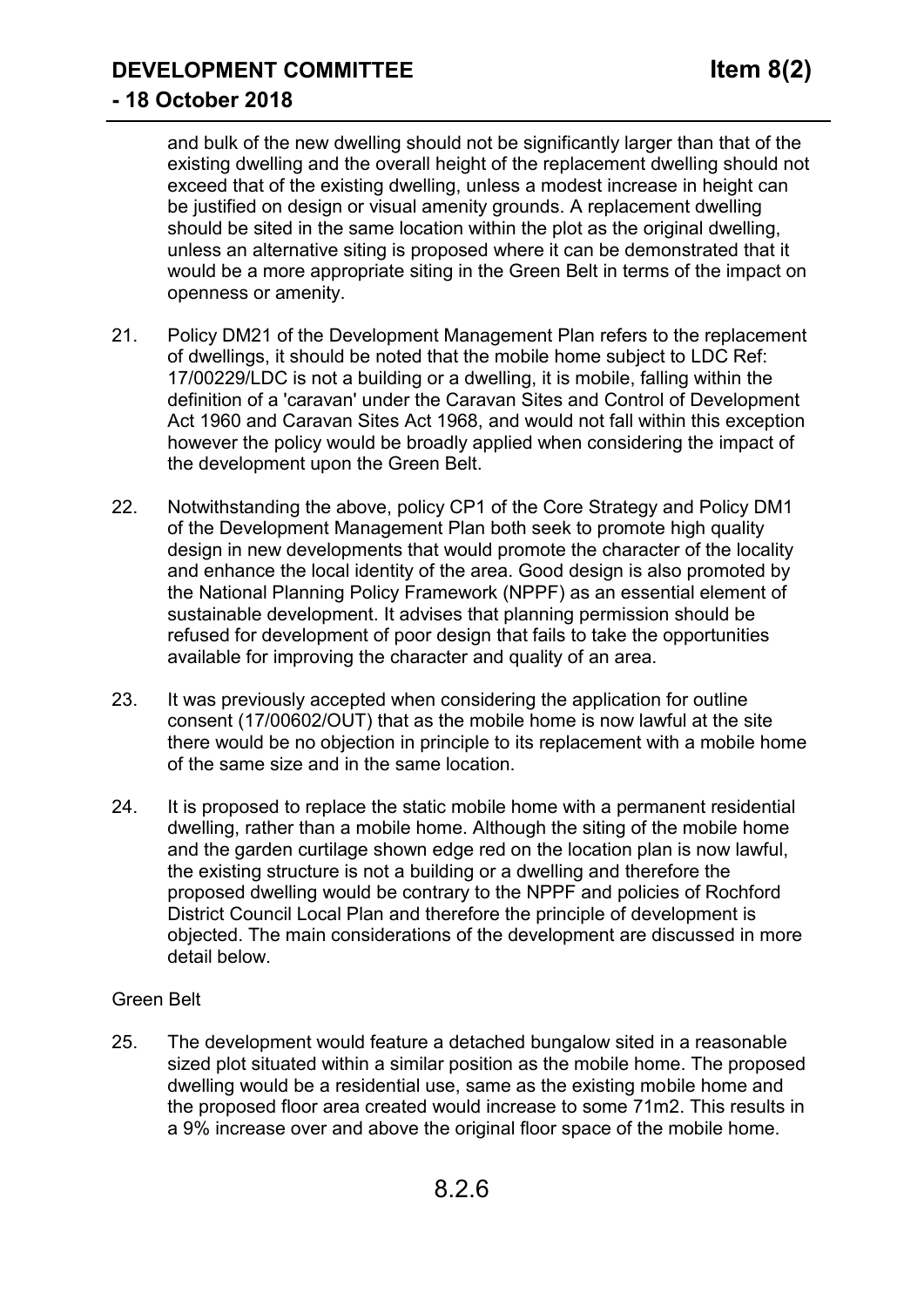and bulk of the new dwelling should not be significantly larger than that of the existing dwelling and the overall height of the replacement dwelling should not exceed that of the existing dwelling, unless a modest increase in height can be justified on design or visual amenity grounds. A replacement dwelling should be sited in the same location within the plot as the original dwelling, unless an alternative siting is proposed where it can be demonstrated that it would be a more appropriate siting in the Green Belt in terms of the impact on openness or amenity.

21. Policy DM21 of the Development Management Plan refers to the replacement of dwellings, it should be noted that the mobile home subject to LDC Ref: 17/00229/LDC is not a building or a dwelling, it is mobile, falling within the definition of a 'caravan' under the Caravan Sites and Control of Development Act 1960 and Caravan Sites Act 1968, and would not fall within this exception however the policy would be broadly applied when considering the impact of the development upon the Green Belt.

22. Notwithstanding the above, policy CP1 of the Core Strategy and Policy DM1 of the Development Management Plan both seek to promote high quality design in new developments that would promote the character of the locality and enhance the local identity of the area. Good design is also promoted by the National Planning Policy Framework (NPPF) as an essential element of sustainable development. It advises that planning permission should be refused for development of poor design that fails to take the opportunities available for improving the character and quality of an area.

23. It was previously accepted when considering the application for outline consent (17/00602/OUT) that as the mobile home is now lawful at the site there would be no objection in principle to its replacement with a mobile home of the same size and in the same location.

24. It is proposed to replace the static mobile home with a permanent residential dwelling, rather than a mobile home. Although the siting of the mobile home and the garden curtilage shown edge red on the location plan is now lawful, the existing structure is not a building or a dwelling and therefore the proposed dwelling would be contrary to the NPPF and policies of Rochford District Council Local Plan and therefore the principle of development is objected. The main considerations of the development are discussed in more detail below.

Green Belt

25. The development would feature a detached bungalow sited in a reasonable sized plot situated within a similar position as the mobile home. The proposed dwelling would be a residential use, same as the existing mobile home and the proposed floor area created would increase to some 71m2. This results in a 9% increase over and above the original floor space of the mobile home.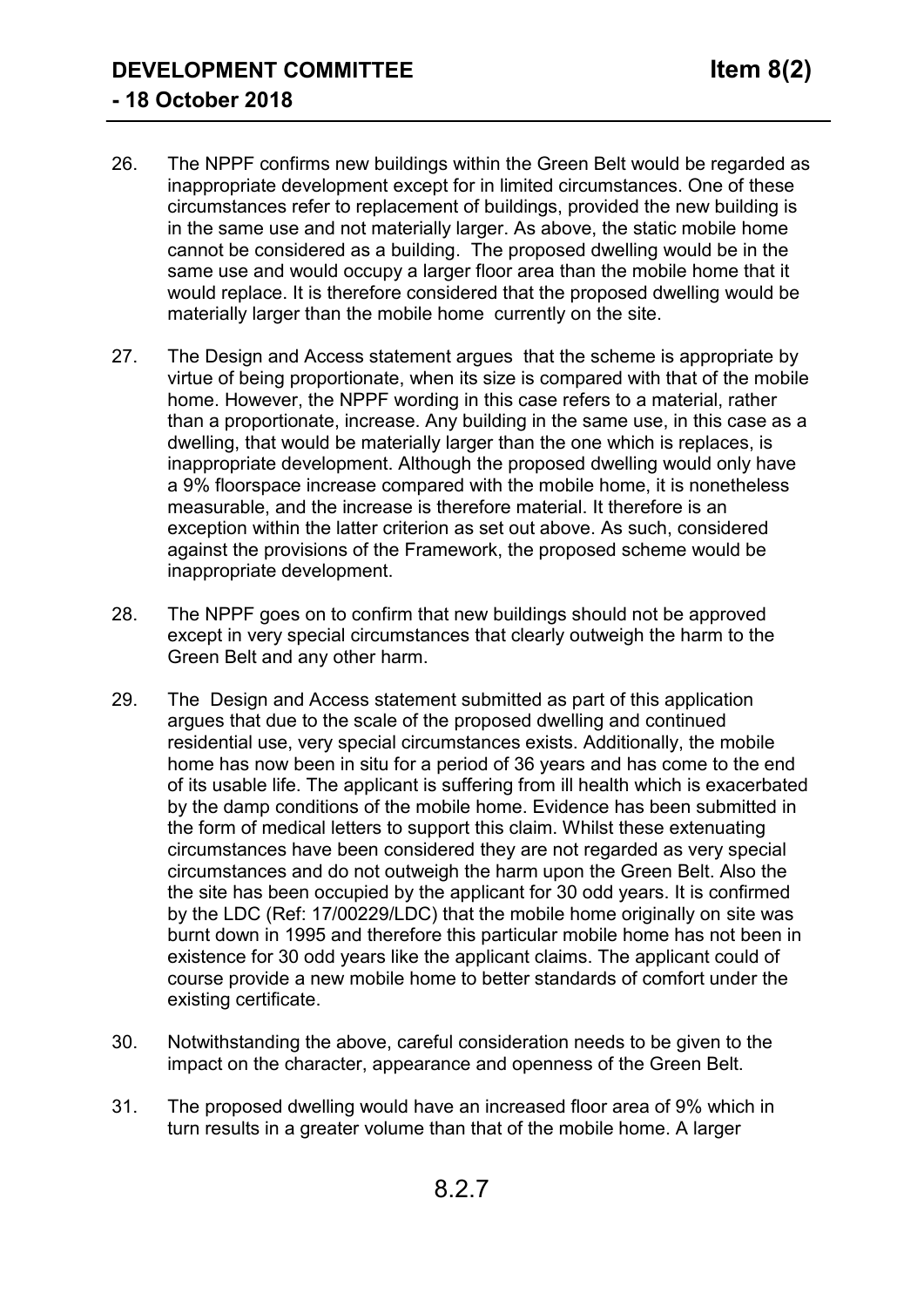26. The NPPF confirms new buildings within the Green Belt would be regarded as inappropriate development except for in limited circumstances. One of these circumstances refer to replacement of buildings, provided the new building is in the same use and not materially larger. As above, the static mobile home cannot be considered as a building.  The proposed dwelling would be in the same use and would occupy a larger floor area than the mobile home that it would replace. It is therefore considered that the proposed dwelling would be materially larger than the mobile home  currently on the site.

27. The Design and Access statement argues  that the scheme is appropriate by virtue of being proportionate, when its size is compared with that of the mobile home. However, the NPPF wording in this case refers to a material, rather than a proportionate, increase. Any building in the same use, in this case as a dwelling, that would be materially larger than the one which is replaces, is inappropriate development. Although the proposed dwelling would only have a 9% floorspace increase compared with the mobile home, it is nonetheless measurable, and the increase is therefore material. It therefore is an exception within the latter criterion as set out above. As such, considered against the provisions of the Framework, the proposed scheme would be inappropriate development.

28. The NPPF goes on to confirm that new buildings should not be approved except in very special circumstances that clearly outweigh the harm to the Green Belt and any other harm.

29. The  Design and Access statement submitted as part of this application argues that due to the scale of the proposed dwelling and continued residential use, very special circumstances exists. Additionally, the mobile home has now been in situ for a period of 36 years and has come to the end of its usable life. The applicant is suffering from ill health which is exacerbated by the damp conditions of the mobile home. Evidence has been submitted in the form of medical letters to support this claim. Whilst these extenuating circumstances have been considered they are not regarded as very special circumstances and do not outweigh the harm upon the Green Belt. Also the the site has been occupied by the applicant for 30 odd years. It is confirmed by the LDC (Ref: 17/00229/LDC) that the mobile home originally on site was burnt down in 1995 and therefore this particular mobile home has not been in existence for 30 odd years like the applicant claims. The applicant could of course provide a new mobile home to better standards of comfort under the existing certificate.

30. Notwithstanding the above, careful consideration needs to be given to the impact on the character, appearance and openness of the Green Belt.

31. The proposed dwelling would have an increased floor area of 9% which in turn results in a greater volume than that of the mobile home. A larger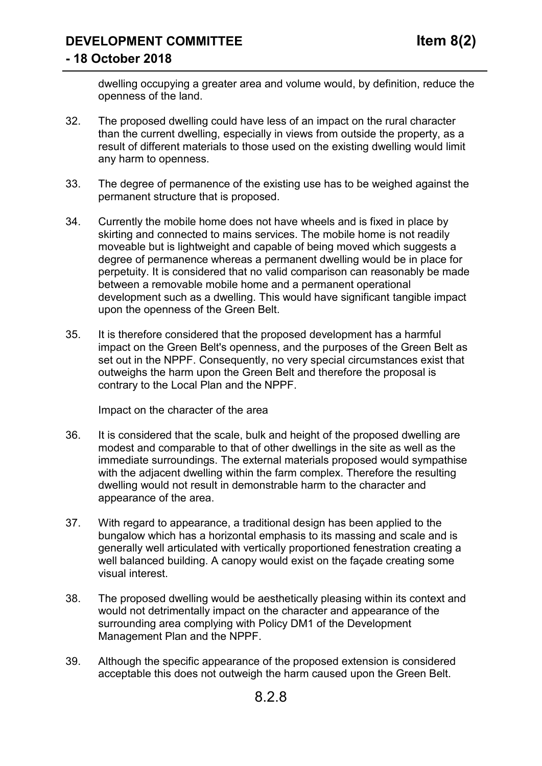dwelling occupying a greater area and volume would, by definition, reduce the openness of the land.

32. The proposed dwelling could have less of an impact on the rural character than the current dwelling, especially in views from outside the property, as a result of different materials to those used on the existing dwelling would limit any harm to openness.

33. The degree of permanence of the existing use has to be weighed against the permanent structure that is proposed.

34. Currently the mobile home does not have wheels and is fixed in place by skirting and connected to mains services. The mobile home is not readily moveable but is lightweight and capable of being moved which suggests a degree of permanence whereas a permanent dwelling would be in place for perpetuity. It is considered that no valid comparison can reasonably be made between a removable mobile home and a permanent operational development such as a dwelling. This would have significant tangible impact upon the openness of the Green Belt.

35. It is therefore considered that the proposed development has a harmful impact on the Green Belt's openness, and the purposes of the Green Belt as set out in the NPPF. Consequently, no very special circumstances exist that outweighs the harm upon the Green Belt and therefore the proposal is contrary to the Local Plan and the NPPF.

Impact on the character of the area

36. It is considered that the scale, bulk and height of the proposed dwelling are modest and comparable to that of other dwellings in the site as well as the immediate surroundings. The external materials proposed would sympathise with the adjacent dwelling within the farm complex. Therefore the resulting dwelling would not result in demonstrable harm to the character and appearance of the area.

37. With regard to appearance, a traditional design has been applied to the bungalow which has a horizontal emphasis to its massing and scale and is generally well articulated with vertically proportioned fenestration creating a well balanced building. A canopy would exist on the façade creating some visual interest.

38. The proposed dwelling would be aesthetically pleasing within its context and would not detrimentally impact on the character and appearance of the surrounding area complying with Policy DM1 of the Development Management Plan and the NPPF.

39. Although the specific appearance of the proposed extension is considered acceptable this does not outweigh the harm caused upon the Green Belt.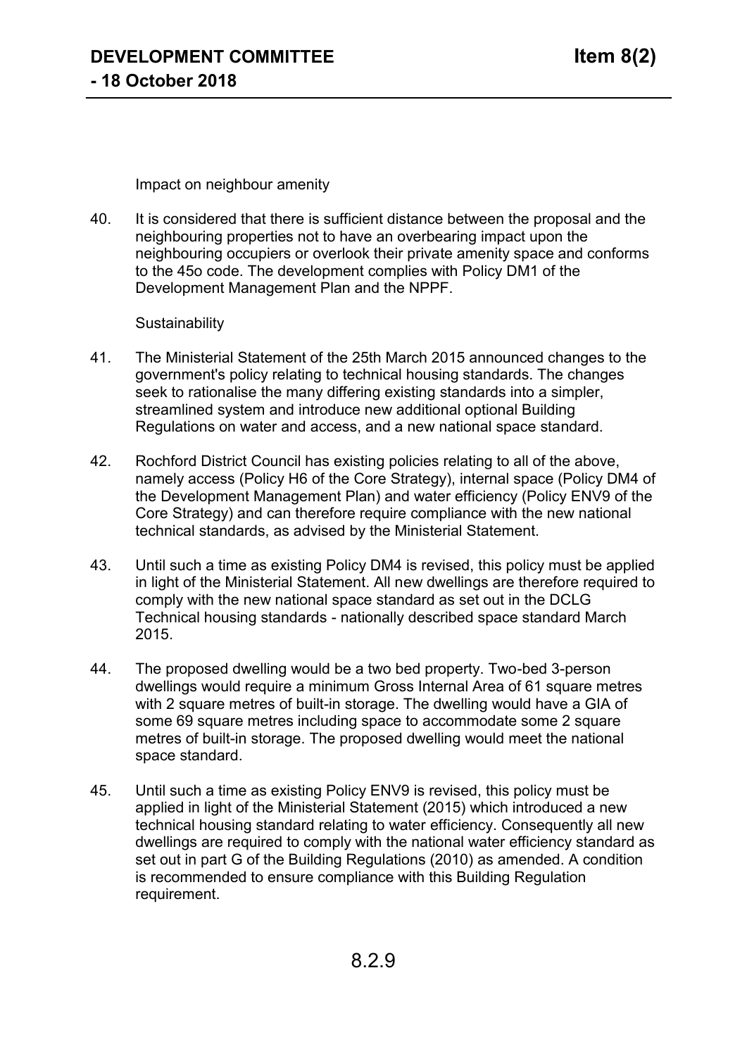Impact on neighbour amenity

40. It is considered that there is sufficient distance between the proposal and the neighbouring properties not to have an overbearing impact upon the neighbouring occupiers or overlook their private amenity space and conforms to the 45o code. The development complies with Policy DM1 of the Development Management Plan and the NPPF.

Sustainability

41. The Ministerial Statement of the 25th March 2015 announced changes to the government's policy relating to technical housing standards. The changes seek to rationalise the many differing existing standards into a simpler, streamlined system and introduce new additional optional Building Regulations on water and access, and a new national space standard.

42. Rochford District Council has existing policies relating to all of the above, namely access (Policy H6 of the Core Strategy), internal space (Policy DM4 of the Development Management Plan) and water efficiency (Policy ENV9 of the Core Strategy) and can therefore require compliance with the new national technical standards, as advised by the Ministerial Statement.

43. Until such a time as existing Policy DM4 is revised, this policy must be applied in light of the Ministerial Statement. All new dwellings are therefore required to comply with the new national space standard as set out in the DCLG Technical housing standards - nationally described space standard March 2015.

44. The proposed dwelling would be a two bed property. Two-bed 3-person dwellings would require a minimum Gross Internal Area of 61 square metres with 2 square metres of built-in storage. The dwelling would have a GIA of some 69 square metres including space to accommodate some 2 square metres of built-in storage. The proposed dwelling would meet the national space standard.

45. Until such a time as existing Policy ENV9 is revised, this policy must be applied in light of the Ministerial Statement (2015) which introduced a new technical housing standard relating to water efficiency. Consequently all new dwellings are required to comply with the national water efficiency standard as set out in part G of the Building Regulations (2010) as amended. A condition is recommended to ensure compliance with this Building Regulation requirement.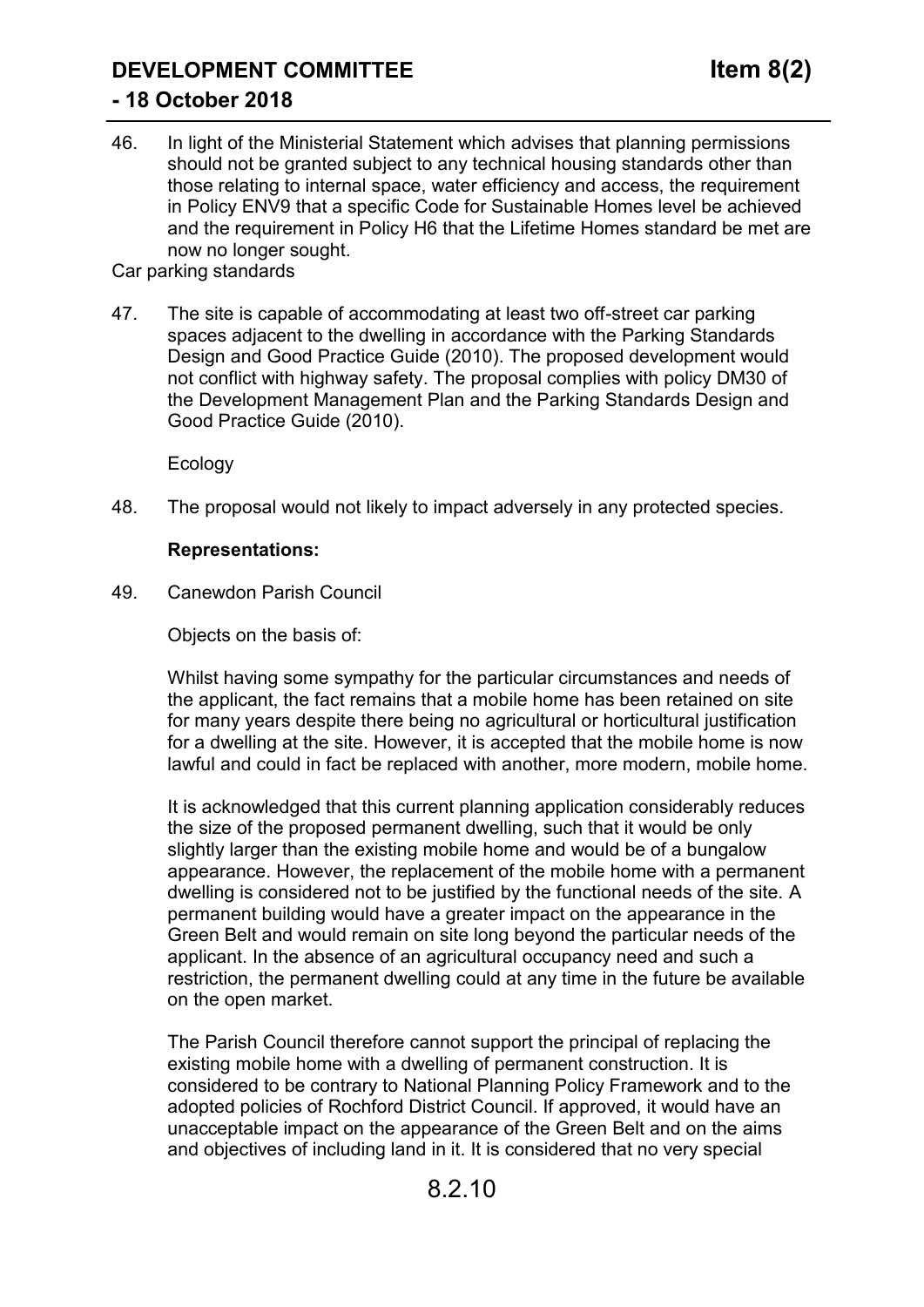46. In light of the Ministerial Statement which advises that planning permissions should not be granted subject to any technical housing standards other than those relating to internal space, water efficiency and access, the requirement in Policy ENV9 that a specific Code for Sustainable Homes level be achieved and the requirement in Policy H6 that the Lifetime Homes standard be met are now no longer sought.

Car parking standards

47. The site is capable of accommodating at least two off-street car parking spaces adjacent to the dwelling in accordance with the Parking Standards Design and Good Practice Guide (2010). The proposed development would not conflict with highway safety. The proposal complies with policy DM30 of the Development Management Plan and the Parking Standards Design and Good Practice Guide (2010).

Ecology

48. The proposal would not likely to impact adversely in any protected species.

**Representations:**

49. Canewdon Parish Council

Objects on the basis of:

Whilst having some sympathy for the particular circumstances and needs of the applicant, the fact remains that a mobile home has been retained on site for many years despite there being no agricultural or horticultural justification for a dwelling at the site. However, it is accepted that the mobile home is now lawful and could in fact be replaced with another, more modern, mobile home.

It is acknowledged that this current planning application considerably reduces the size of the proposed permanent dwelling, such that it would be only slightly larger than the existing mobile home and would be of a bungalow appearance. However, the replacement of the mobile home with a permanent dwelling is considered not to be justified by the functional needs of the site. A permanent building would have a greater impact on the appearance in the Green Belt and would remain on site long beyond the particular needs of the applicant. In the absence of an agricultural occupancy need and such a restriction, the permanent dwelling could at any time in the future be available on the open market.

The Parish Council therefore cannot support the principal of replacing the existing mobile home with a dwelling of permanent construction. It is considered to be contrary to National Planning Policy Framework and to the adopted policies of Rochford District Council. If approved, it would have an unacceptable impact on the appearance of the Green Belt and on the aims and objectives of including land in it. It is considered that no very special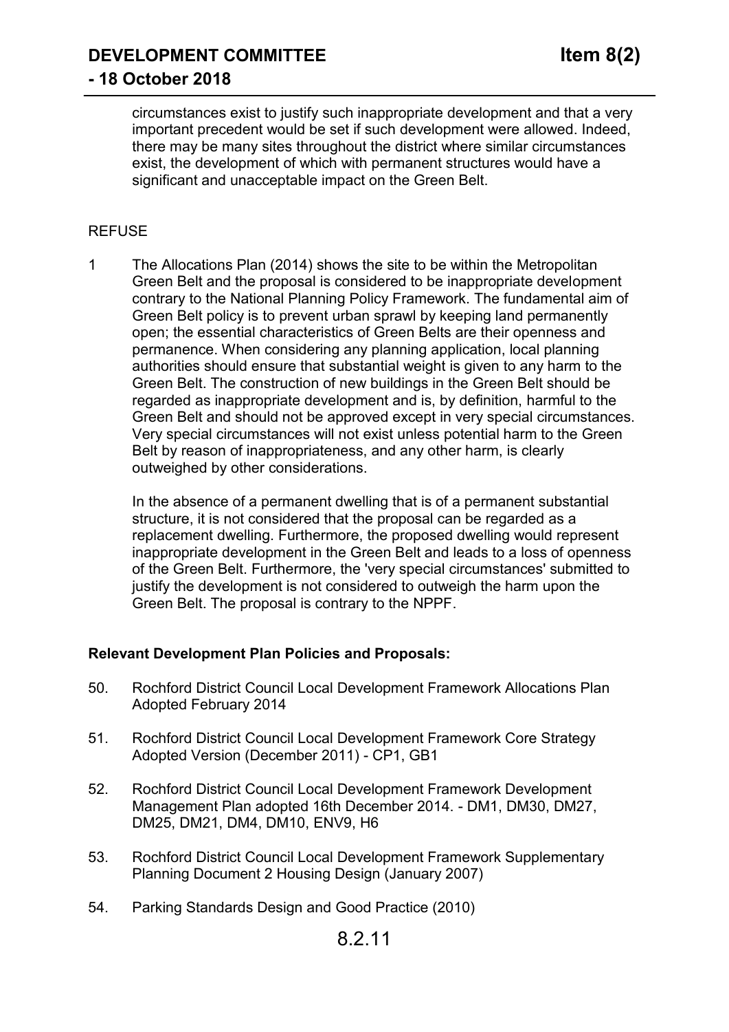circumstances exist to justify such inappropriate development and that a very important precedent would be set if such development were allowed. Indeed, there may be many sites throughout the district where similar circumstances exist, the development of which with permanent structures would have a significant and unacceptable impact on the Green Belt.

REFUSE

1 The Allocations Plan (2014) shows the site to be within the Metropolitan Green Belt and the proposal is considered to be inappropriate development contrary to the National Planning Policy Framework. The fundamental aim of Green Belt policy is to prevent urban sprawl by keeping land permanently open; the essential characteristics of Green Belts are their openness and permanence. When considering any planning application, local planning authorities should ensure that substantial weight is given to any harm to the Green Belt. The construction of new buildings in the Green Belt should be regarded as inappropriate development and is, by definition, harmful to the Green Belt and should not be approved except in very special circumstances. Very special circumstances will not exist unless potential harm to the Green Belt by reason of inappropriateness, and any other harm, is clearly outweighed by other considerations.

   In the absence of a permanent dwelling that is of a permanent substantial structure, it is not considered that the proposal can be regarded as a replacement dwelling. Furthermore, the proposed dwelling would represent inappropriate development in the Green Belt and leads to a loss of openness of the Green Belt. Furthermore, the 'very special circumstances' submitted to justify the development is not considered to outweigh the harm upon the Green Belt. The proposal is contrary to the NPPF.

**Relevant Development Plan Policies and Proposals:**

50. Rochford District Council Local Development Framework Allocations Plan Adopted February 2014

51. Rochford District Council Local Development Framework Core Strategy Adopted Version (December 2011) - CP1, GB1

52. Rochford District Council Local Development Framework Development Management Plan adopted 16th December 2014. - DM1, DM30, DM27, DM25, DM21, DM4, DM10, ENV9, H6

53. Rochford District Council Local Development Framework Supplementary Planning Document 2 Housing Design (January 2007)

54. Parking Standards Design and Good Practice (2010)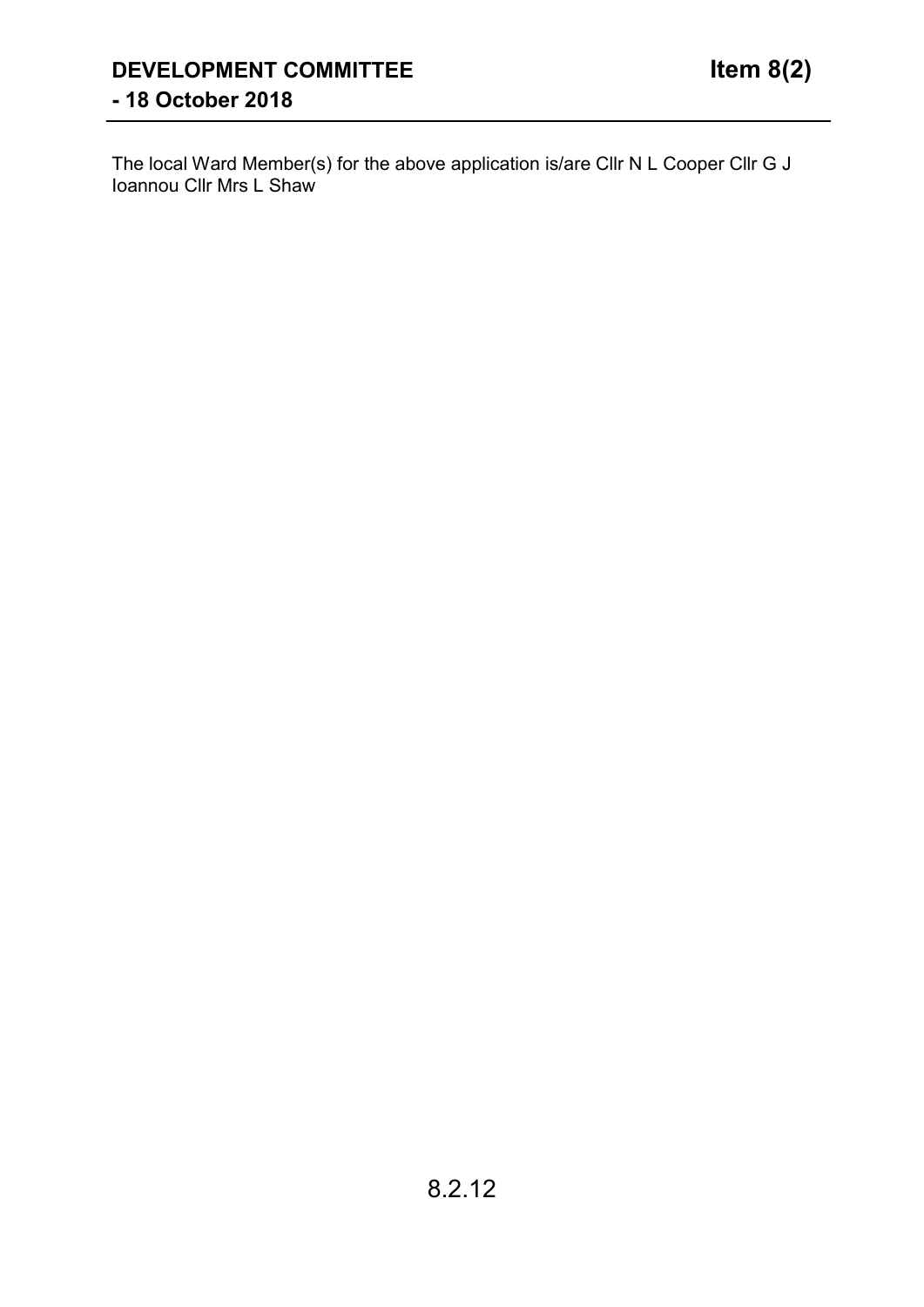The local Ward Member(s) for the above application is/are Cllr N L Cooper Cllr G J Ioannou Cllr Mrs L Shaw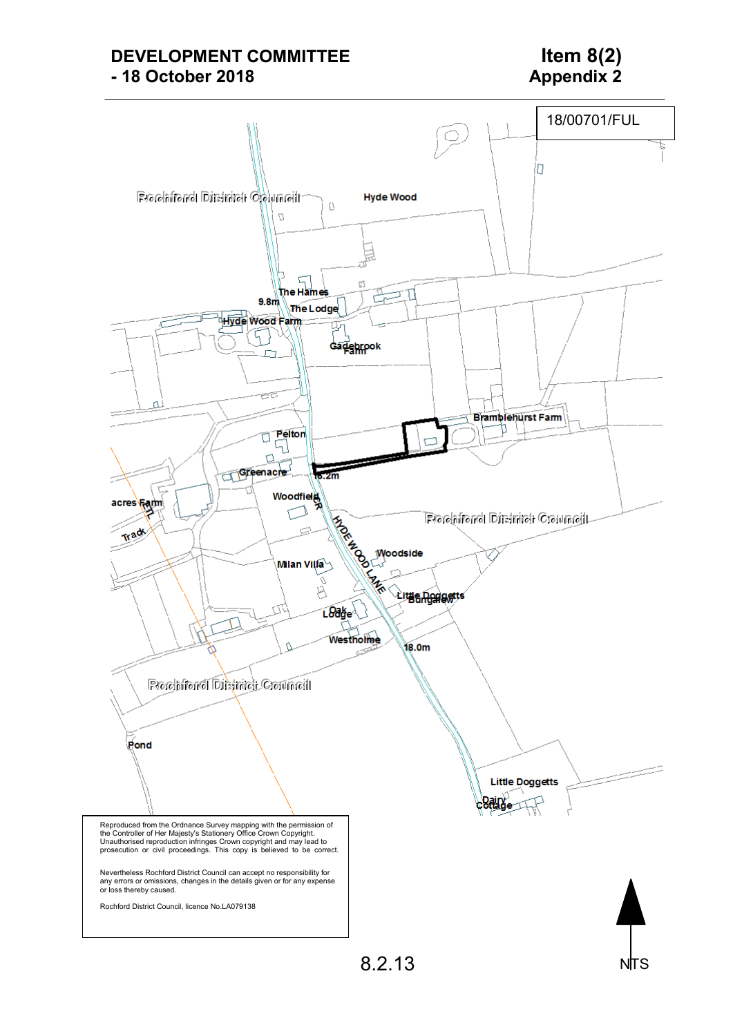# DEVELOPMENT COMMITTEE - 18 October 2018

## Item 8(2) Appendix 2

18/00701/FUL

Rochford District Council

Hyde Wood

The Hames

9.8m

The Lodge

Hyde Wood Farm

Gadebrook Farm

Bramblehurst Farm

Pelton

Greenacre

18.2m

Woodfield

acres Farm

ETL

Track

HYDE WOOD LANE

Rochford District Council

Woodside

Milan Villa

Little Doggetts Bungalow

Oak Lodge

Westholme

18.0m

Rochford District Council

Pond

Little Doggetts

Dairy Cottage

Reproduced from the Ordnance Survey mapping with the permission of the Controller of Her Majesty's Stationery Office Crown Copyright. Unauthorised reproduction infringes Crown copyright and may lead to prosecution or civil proceedings. This copy is believed to be correct.

Nevertheless Rochford District Council can accept no responsibility for any errors or omissions, changes in the details given or for any expense or loss thereby caused.

Rochford District Council, licence No.LA079138

NTS